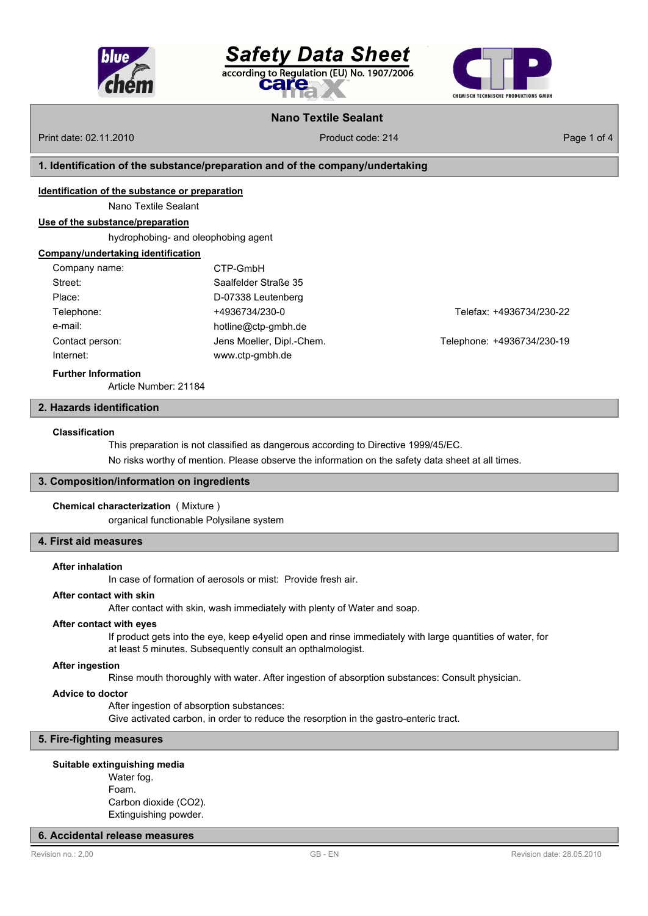# Safety Data Sheet

according to Regulation (EU) No. 1907/2006

## Nano Textile Sealant

Print date: 02.11.2010 | Product code: 214

## 1. Identification of the substance/preparation and of the company/undertaking

**Identification of the substance or preparation**

Nano Textile Sealant

**Use of the substance/preparation**

hydrophobing- and oleophobing agent

**Company/undertaking identification**

| | | |
|---|---|---|
| Company name: | CTP-GmbH | |
| Street: | Saalfelder Straße 35 | |
| Place: | D-07338 Leutenberg | |
| Telephone: | +4936734/230-0 | Telefax: +4936734/230-22 |
| e-mail: | hotline@ctp-gmbh.de | |
| Contact person: | Jens Moeller, Dipl.-Chem. | Telephone: +4936734/230-19 |
| Internet: | www.ctp-gmbh.de | |

**Further Information**

Article Number: 21184

## 2. Hazards identification

**Classification**

This preparation is not classified as dangerous according to Directive 1999/45/EC.

No risks worthy of mention. Please observe the information on the safety data sheet at all times.

## 3. Composition/information on ingredients

**Chemical characterization** ( Mixture )

organical functionable Polysilane system

## 4. First aid measures

**After inhalation**

In case of formation of aerosols or mist: Provide fresh air.

**After contact with skin**

After contact with skin, wash immediately with plenty of Water and soap.

**After contact with eyes**

If product gets into the eye, keep e4yelid open and rinse immediately with large quantities of water, for at least 5 minutes. Subsequently consult an opthalmologist.

**After ingestion**

Rinse mouth thoroughly with water. After ingestion of absorption substances: Consult physician.

**Advice to doctor**

After ingestion of absorption substances:
Give activated carbon, in order to reduce the resorption in the gastro-enteric tract.

## 5. Fire-fighting measures

**Suitable extinguishing media**

Water fog.
Foam.
Carbon dioxide ($CO_2$).
Extinguishing powder.

## 6. Accidental release measures

Revision no.: 2,00 | GB - EN | Revision date: 28.05.2010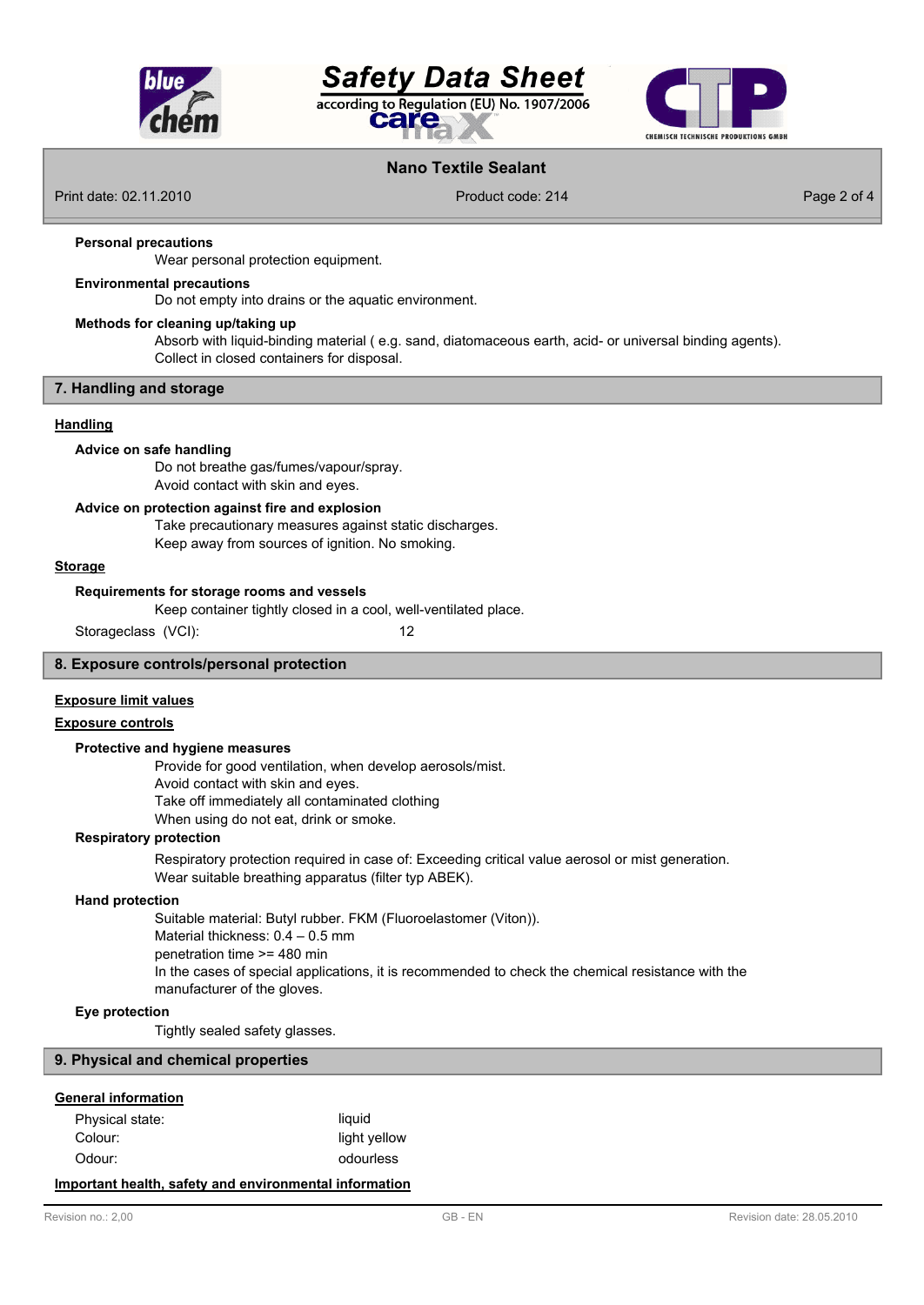**Personal precautions**

Wear personal protection equipment.

**Environmental precautions**

Do not empty into drains or the aquatic environment.

**Methods for cleaning up/taking up**

Absorb with liquid-binding material ( e.g. sand, diatomaceous earth, acid- or universal binding agents).
Collect in closed containers for disposal.

## 7. Handling and storage

### Handling

**Advice on safe handling**

Do not breathe gas/fumes/vapour/spray.
Avoid contact with skin and eyes.

**Advice on protection against fire and explosion**

Take precautionary measures against static discharges.
Keep away from sources of ignition. No smoking.

### Storage

**Requirements for storage rooms and vessels**

Keep container tightly closed in a cool, well-ventilated place.

Storageclass (VCI): 12

## 8. Exposure controls/personal protection

### Exposure limit values

### Exposure controls

**Protective and hygiene measures**

Provide for good ventilation, when develop aerosols/mist.
Avoid contact with skin and eyes.
Take off immediately all contaminated clothing
When using do not eat, drink or smoke.

**Respiratory protection**

Respiratory protection required in case of: Exceeding critical value aerosol or mist generation.
Wear suitable breathing apparatus (filter typ ABEK).

**Hand protection**

Suitable material: Butyl rubber. FKM (Fluoroelastomer (Viton)).
Material thickness: 0.4 – 0.5 mm
penetration time >= 480 min
In the cases of special applications, it is recommended to check the chemical resistance with the manufacturer of the gloves.

**Eye protection**

Tightly sealed safety glasses.

## 9. Physical and chemical properties

### General information

| | |
|---|---|
| Physical state: | liquid |
| Colour: | light yellow |
| Odour: | odourless |

### Important health, safety and environmental information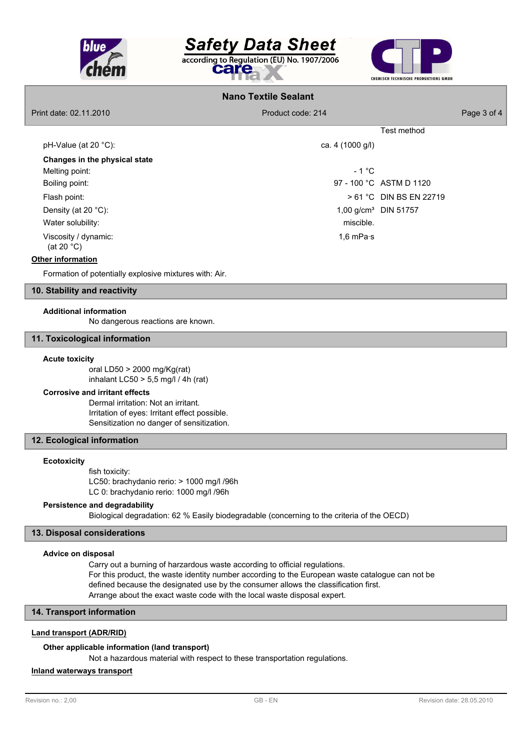| | | Test method |
|---|---|---|
| pH-Value (at 20 °C): | ca. 4 (1000 g/l) | |
| **Changes in the physical state** | | |
| Melting point: | - 1 °C | |
| Boiling point: | 97 - 100 °C | ASTM D 1120 |
| Flash point: | > 61 °C | DIN BS EN 22719 |
| Density (at 20 °C): | 1,00 g/cm³ | DIN 51757 |
| Water solubility: | miscible. | |
| Viscosity / dynamic: (at 20 °C) | 1,6 mPa·s | |

**Other information**

Formation of potentially explosive mixtures with: Air.

## 10. Stability and reactivity

**Additional information**

No dangerous reactions are known.

## 11. Toxicological information

**Acute toxicity**

oral LD50 > 2000 mg/Kg(rat)
inhalant LC50 > 5,5 mg/l / 4h (rat)

**Corrosive and irritant effects**

Dermal irritation: Not an irritant.
Irritation of eyes: Irritant effect possible.
Sensitization no danger of sensitization.

## 12. Ecological information

**Ecotoxicity**

fish toxicity:
LC50: brachydanio rerio: > 1000 mg/l /96h
LC 0: brachydanio rerio: 1000 mg/l /96h

**Persistence and degradability**

Biological degradation: 62 % Easily biodegradable (concerning to the criteria of the OECD)

## 13. Disposal considerations

**Advice on disposal**

Carry out a burning of harzardous waste according to official regulations.
For this product, the waste identity number according to the European waste catalogue can not be defined because the designated use by the consumer allows the classification first.
Arrange about the exact waste code with the local waste disposal expert.

## 14. Transport information

**Land transport (ADR/RID)**

**Other applicable information (land transport)**

Not a hazardous material with respect to these transportation regulations.

**Inland waterways transport**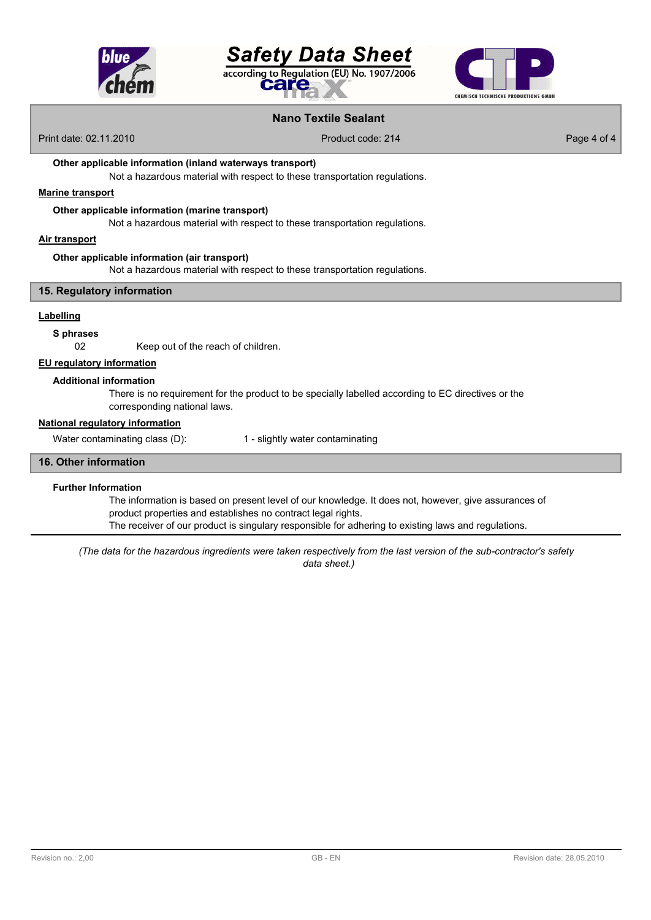**Other applicable information (inland waterways transport)**

Not a hazardous material with respect to these transportation regulations.

**Marine transport**

**Other applicable information (marine transport)**

Not a hazardous material with respect to these transportation regulations.

**Air transport**

**Other applicable information (air transport)**

Not a hazardous material with respect to these transportation regulations.

## 15. Regulatory information

**Labelling**

**S phrases**

02 Keep out of the reach of children.

**EU regulatory information**

**Additional information**

There is no requirement for the product to be specially labelled according to EC directives or the corresponding national laws.

**National regulatory information**

Water contaminating class (D): 1 - slightly water contaminating

## 16. Other information

**Further Information**

The information is based on present level of our knowledge. It does not, however, give assurances of product properties and establishes no contract legal rights.
The receiver of our product is singulary responsible for adhering to existing laws and regulations.

*(The data for the hazardous ingredients were taken respectively from the last version of the sub-contractor's safety data sheet.)*